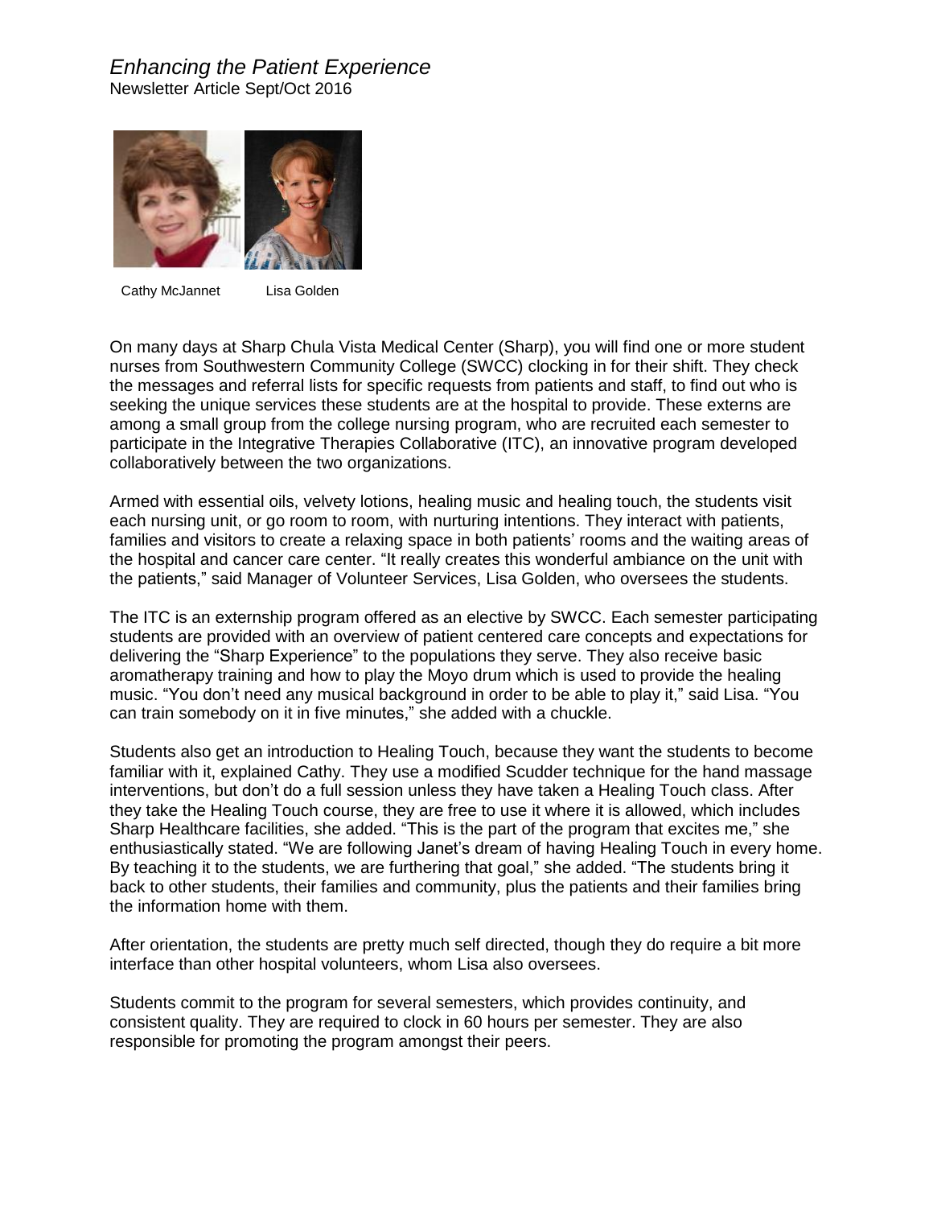# *Enhancing the Patient Experience*

Newsletter Article Sept/Oct 2016

Cathy McJannet Lisa Golden

On many days at Sharp Chula Vista Medical Center (Sharp), you will find one or more student nurses from Southwestern Community College (SWCC) clocking in for their shift. They check the messages and referral lists for specific requests from patients and staff, to find out who is seeking the unique services these students are at the hospital to provide. These externs are among a small group from the college nursing program, who are recruited each semester to participate in the Integrative Therapies Collaborative (ITC), an innovative program developed collaboratively between the two organizations.

Armed with essential oils, velvety lotions, healing music and healing touch, the students visit each nursing unit, or go room to room, with nurturing intentions. They interact with patients, families and visitors to create a relaxing space in both patients' rooms and the waiting areas of the hospital and cancer care center. "It really creates this wonderful ambiance on the unit with the patients," said Manager of Volunteer Services, Lisa Golden, who oversees the students.

The ITC is an externship program offered as an elective by SWCC. Each semester participating students are provided with an overview of patient centered care concepts and expectations for delivering the "Sharp Experience" to the populations they serve. They also receive basic aromatherapy training and how to play the Moyo drum which is used to provide the healing music. "You don't need any musical background in order to be able to play it," said Lisa. "You can train somebody on it in five minutes," she added with a chuckle.

Students also get an introduction to Healing Touch, because they want the students to become familiar with it, explained Cathy. They use a modified Scudder technique for the hand massage interventions, but don't do a full session unless they have taken a Healing Touch class. After they take the Healing Touch course, they are free to use it where it is allowed, which includes Sharp Healthcare facilities, she added. "This is the part of the program that excites me," she enthusiastically stated. "We are following Janet's dream of having Healing Touch in every home. By teaching it to the students, we are furthering that goal," she added. "The students bring it back to other students, their families and community, plus the patients and their families bring the information home with them.

After orientation, the students are pretty much self directed, though they do require a bit more interface than other hospital volunteers, whom Lisa also oversees.

Students commit to the program for several semesters, which provides continuity, and consistent quality. They are required to clock in 60 hours per semester. They are also responsible for promoting the program amongst their peers.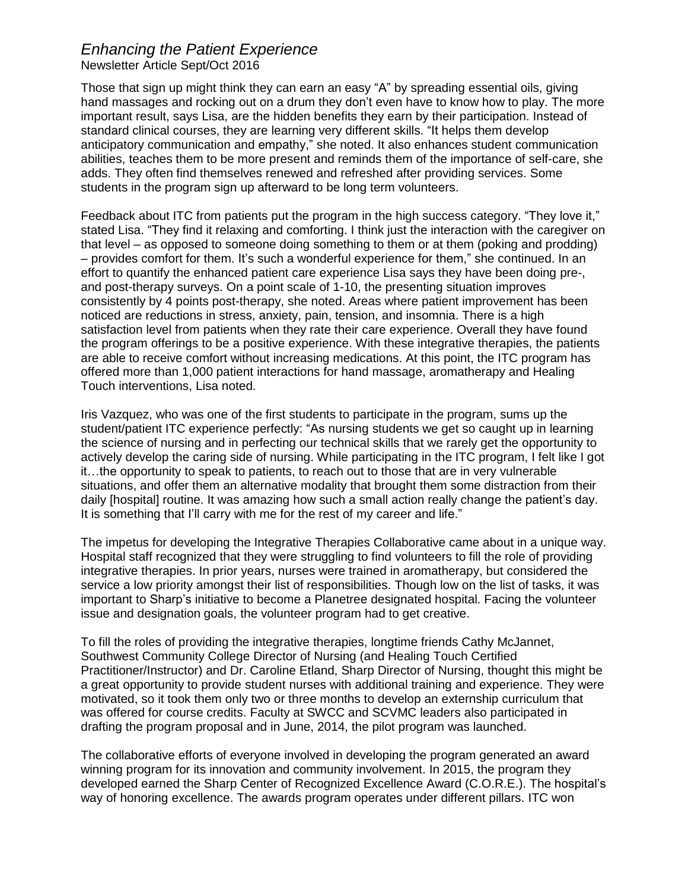*Enhancing the Patient Experience*
Newsletter Article Sept/Oct 2016

Those that sign up might think they can earn an easy "A" by spreading essential oils, giving hand massages and rocking out on a drum they don't even have to know how to play. The more important result, says Lisa, are the hidden benefits they earn by their participation. Instead of standard clinical courses, they are learning very different skills. "It helps them develop anticipatory communication and empathy," she noted. It also enhances student communication abilities, teaches them to be more present and reminds them of the importance of self-care, she adds. They often find themselves renewed and refreshed after providing services. Some students in the program sign up afterward to be long term volunteers.

Feedback about ITC from patients put the program in the high success category. "They love it," stated Lisa. "They find it relaxing and comforting. I think just the interaction with the caregiver on that level – as opposed to someone doing something to them or at them (poking and prodding) – provides comfort for them. It's such a wonderful experience for them," she continued. In an effort to quantify the enhanced patient care experience Lisa says they have been doing pre-, and post-therapy surveys. On a point scale of 1-10, the presenting situation improves consistently by 4 points post-therapy, she noted. Areas where patient improvement has been noticed are reductions in stress, anxiety, pain, tension, and insomnia. There is a high satisfaction level from patients when they rate their care experience. Overall they have found the program offerings to be a positive experience. With these integrative therapies, the patients are able to receive comfort without increasing medications. At this point, the ITC program has offered more than 1,000 patient interactions for hand massage, aromatherapy and Healing Touch interventions, Lisa noted.

Iris Vazquez, who was one of the first students to participate in the program, sums up the student/patient ITC experience perfectly: "As nursing students we get so caught up in learning the science of nursing and in perfecting our technical skills that we rarely get the opportunity to actively develop the caring side of nursing. While participating in the ITC program, I felt like I got it…the opportunity to speak to patients, to reach out to those that are in very vulnerable situations, and offer them an alternative modality that brought them some distraction from their daily [hospital] routine. It was amazing how such a small action really change the patient's day. It is something that I'll carry with me for the rest of my career and life."

The impetus for developing the Integrative Therapies Collaborative came about in a unique way. Hospital staff recognized that they were struggling to find volunteers to fill the role of providing integrative therapies. In prior years, nurses were trained in aromatherapy, but considered the service a low priority amongst their list of responsibilities. Though low on the list of tasks, it was important to Sharp's initiative to become a Planetree designated hospital. Facing the volunteer issue and designation goals, the volunteer program had to get creative.

To fill the roles of providing the integrative therapies, longtime friends Cathy McJannet, Southwest Community College Director of Nursing (and Healing Touch Certified Practitioner/Instructor) and Dr. Caroline Etland, Sharp Director of Nursing, thought this might be a great opportunity to provide student nurses with additional training and experience. They were motivated, so it took them only two or three months to develop an externship curriculum that was offered for course credits. Faculty at SWCC and SCVMC leaders also participated in drafting the program proposal and in June, 2014, the pilot program was launched.

The collaborative efforts of everyone involved in developing the program generated an award winning program for its innovation and community involvement. In 2015, the program they developed earned the Sharp Center of Recognized Excellence Award (C.O.R.E.). The hospital's way of honoring excellence. The awards program operates under different pillars. ITC won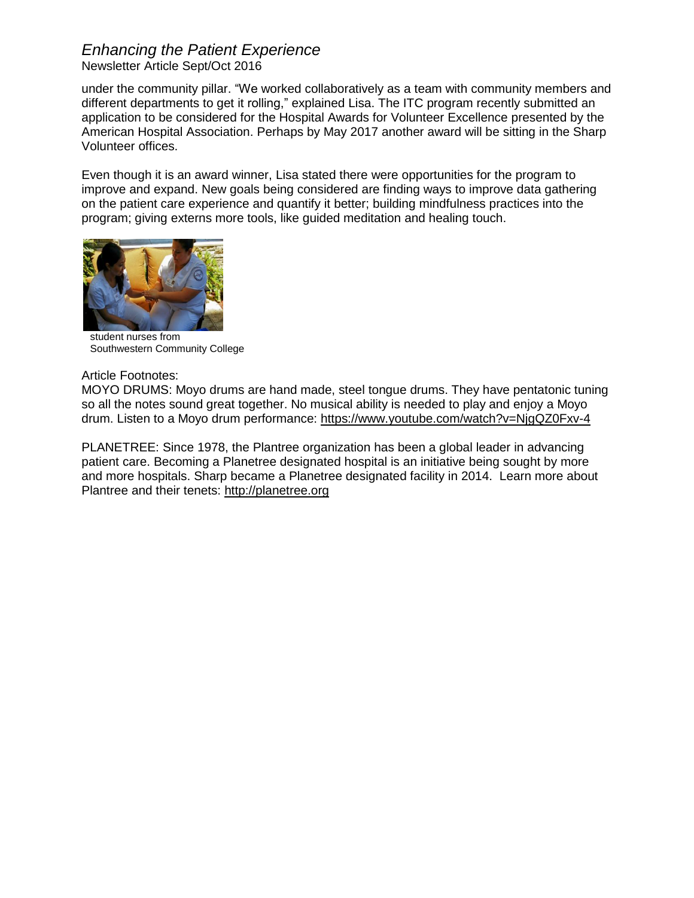under the community pillar. "We worked collaboratively as a team with community members and different departments to get it rolling," explained Lisa. The ITC program recently submitted an application to be considered for the Hospital Awards for Volunteer Excellence presented by the American Hospital Association. Perhaps by May 2017 another award will be sitting in the Sharp Volunteer offices.

Even though it is an award winner, Lisa stated there were opportunities for the program to improve and expand. New goals being considered are finding ways to improve data gathering on the patient care experience and quantify it better; building mindfulness practices into the program; giving externs more tools, like guided meditation and healing touch.

student nurses from Southwestern Community College

Article Footnotes:

MOYO DRUMS: Moyo drums are hand made, steel tongue drums. They have pentatonic tuning so all the notes sound great together. No musical ability is needed to play and enjoy a Moyo drum. Listen to a Moyo drum performance: https://www.youtube.com/watch?v=NjgQZ0Fxv-4

PLANETREE: Since 1978, the Plantree organization has been a global leader in advancing patient care. Becoming a Planetree designated hospital is an initiative being sought by more and more hospitals. Sharp became a Planetree designated facility in 2014. Learn more about Plantree and their tenets: http://planetree.org